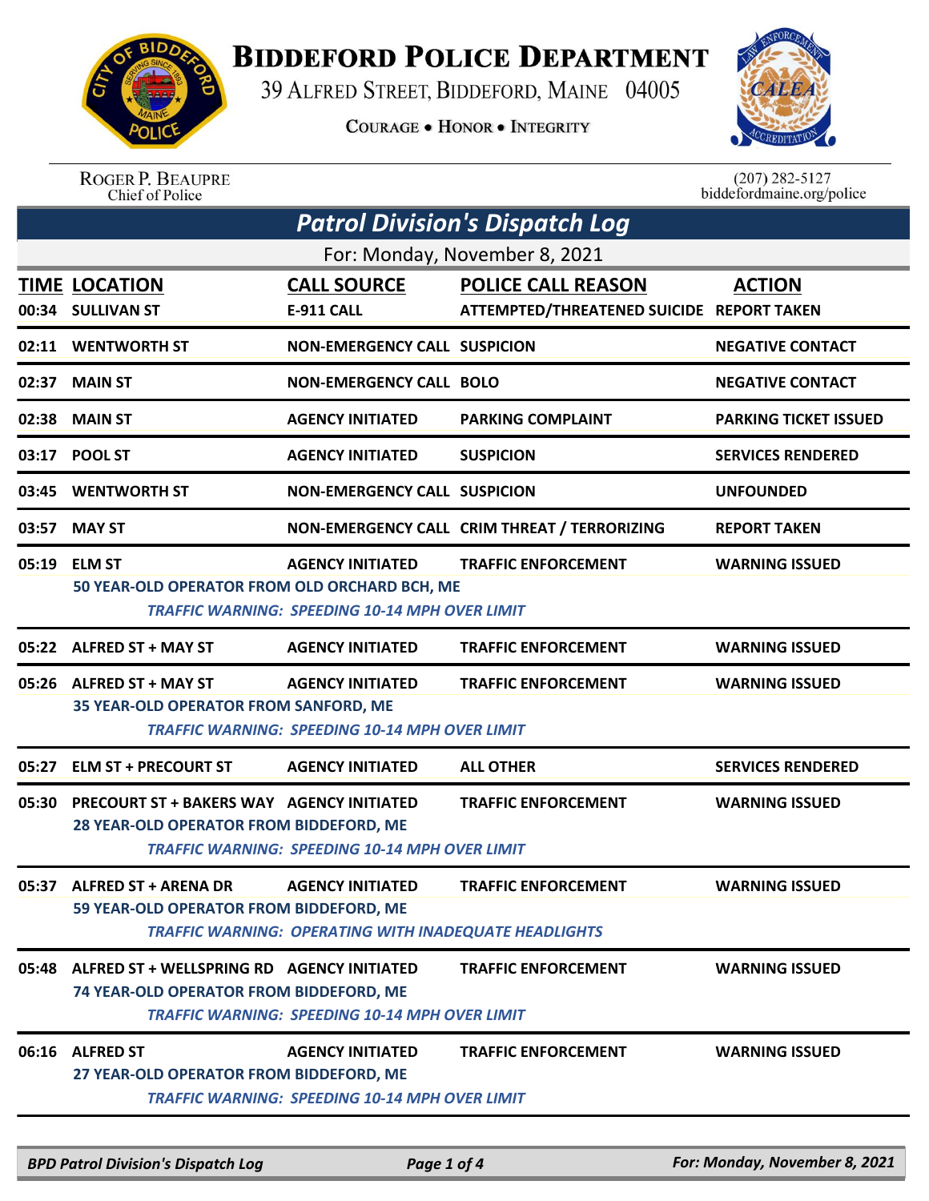# BIDDEFORD POLICE DEPARTMENT

39 ALFRED STREET, BIDDEFORD, MAINE 04005

COURAGE • HONOR • INTEGRITY

ROGER P. BEAUPRE
Chief of Police

(207) 282-5127
biddefordmaine.org/police

## Patrol Division's Dispatch Log

For: Monday, November 8, 2021

| TIME | LOCATION | CALL SOURCE | POLICE CALL REASON | ACTION |
|---|---|---|---|---|
| 00:34 | SULLIVAN ST | E-911 CALL | ATTEMPTED/THREATENED SUICIDE | REPORT TAKEN |
| 02:11 | WENTWORTH ST | NON-EMERGENCY CALL | SUSPICION | NEGATIVE CONTACT |
| 02:37 | MAIN ST | NON-EMERGENCY CALL | BOLO | NEGATIVE CONTACT |
| 02:38 | MAIN ST | AGENCY INITIATED | PARKING COMPLAINT | PARKING TICKET ISSUED |
| 03:17 | POOL ST | AGENCY INITIATED | SUSPICION | SERVICES RENDERED |
| 03:45 | WENTWORTH ST | NON-EMERGENCY CALL | SUSPICION | UNFOUNDED |
| 03:57 | MAY ST | NON-EMERGENCY CALL | CRIM THREAT / TERRORIZING | REPORT TAKEN |
| 05:19 | ELM ST | AGENCY INITIATED | TRAFFIC ENFORCEMENT | WARNING ISSUED |
| | 50 YEAR-OLD OPERATOR FROM OLD ORCHARD BCH, ME | | | |
| | *TRAFFIC WARNING: SPEEDING 10-14 MPH OVER LIMIT* | | | |
| 05:22 | ALFRED ST + MAY ST | AGENCY INITIATED | TRAFFIC ENFORCEMENT | WARNING ISSUED |
| 05:26 | ALFRED ST + MAY ST | AGENCY INITIATED | TRAFFIC ENFORCEMENT | WARNING ISSUED |
| | 35 YEAR-OLD OPERATOR FROM SANFORD, ME | | | |
| | *TRAFFIC WARNING: SPEEDING 10-14 MPH OVER LIMIT* | | | |
| 05:27 | ELM ST + PRECOURT ST | AGENCY INITIATED | ALL OTHER | SERVICES RENDERED |
| 05:30 | PRECOURT ST + BAKERS WAY | AGENCY INITIATED | TRAFFIC ENFORCEMENT | WARNING ISSUED |
| | 28 YEAR-OLD OPERATOR FROM BIDDEFORD, ME | | | |
| | *TRAFFIC WARNING: SPEEDING 10-14 MPH OVER LIMIT* | | | |
| 05:37 | ALFRED ST + ARENA DR | AGENCY INITIATED | TRAFFIC ENFORCEMENT | WARNING ISSUED |
| | 59 YEAR-OLD OPERATOR FROM BIDDEFORD, ME | | | |
| | *TRAFFIC WARNING: OPERATING WITH INADEQUATE HEADLIGHTS* | | | |
| 05:48 | ALFRED ST + WELLSPRING RD | AGENCY INITIATED | TRAFFIC ENFORCEMENT | WARNING ISSUED |
| | 74 YEAR-OLD OPERATOR FROM BIDDEFORD, ME | | | |
| | *TRAFFIC WARNING: SPEEDING 10-14 MPH OVER LIMIT* | | | |
| 06:16 | ALFRED ST | AGENCY INITIATED | TRAFFIC ENFORCEMENT | WARNING ISSUED |
| | 27 YEAR-OLD OPERATOR FROM BIDDEFORD, ME | | | |
| | *TRAFFIC WARNING: SPEEDING 10-14 MPH OVER LIMIT* | | | |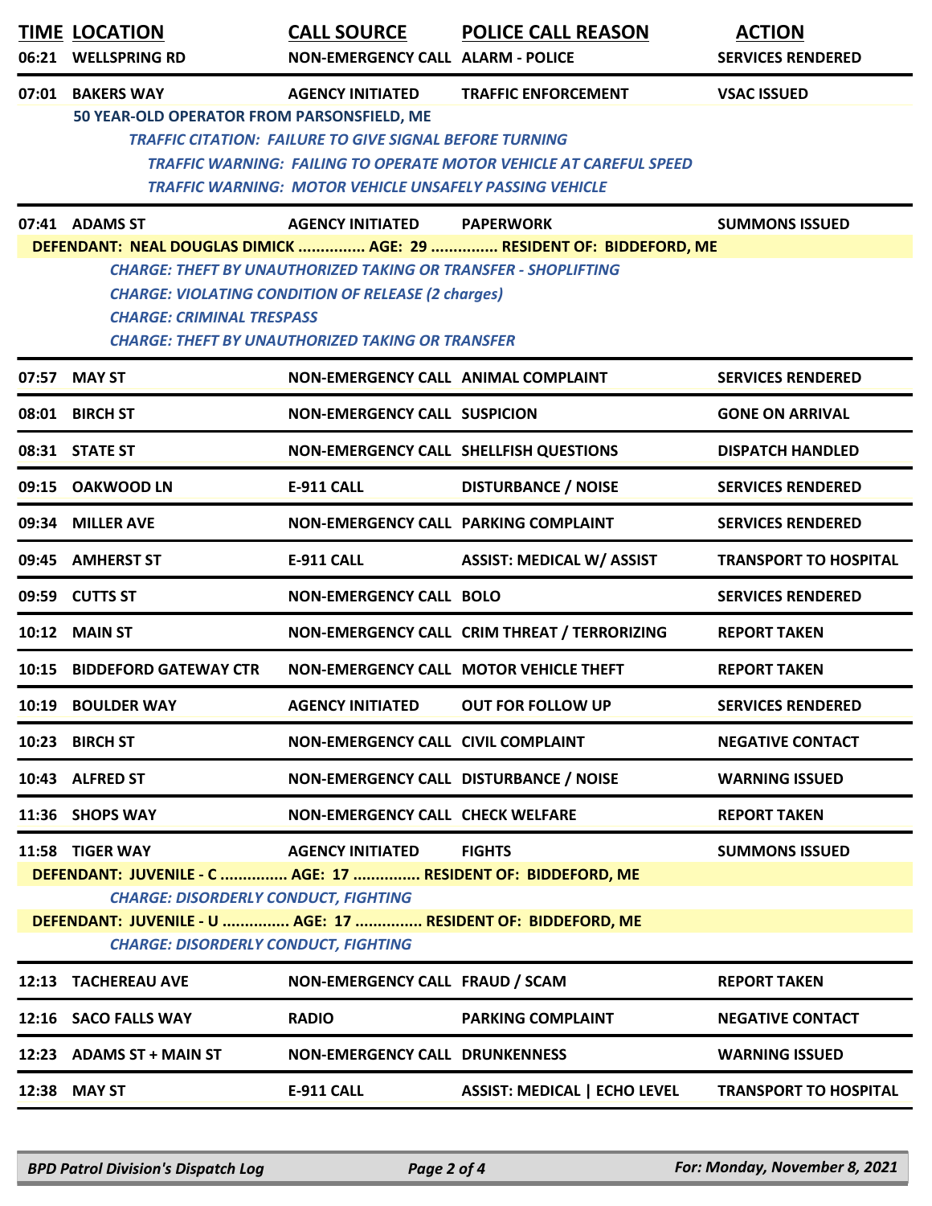| TIME | LOCATION | CALL SOURCE | POLICE CALL REASON | ACTION |
|---|---|---|---|---|
| 06:21 | WELLSPRING RD | NON-EMERGENCY CALL | ALARM - POLICE | SERVICES RENDERED |
| 07:01 | BAKERS WAY | AGENCY INITIATED | TRAFFIC ENFORCEMENT | VSAC ISSUED |

**50 YEAR-OLD OPERATOR FROM PARSONSFIELD, ME**

*TRAFFIC CITATION: FAILURE TO GIVE SIGNAL BEFORE TURNING*

*TRAFFIC WARNING: FAILING TO OPERATE MOTOR VEHICLE AT CAREFUL SPEED*

*TRAFFIC WARNING: MOTOR VEHICLE UNSAFELY PASSING VEHICLE*

| TIME | LOCATION | CALL SOURCE | POLICE CALL REASON | ACTION |
|---|---|---|---|---|
| 07:41 | ADAMS ST | AGENCY INITIATED | PAPERWORK | SUMMONS ISSUED |

**DEFENDANT: NEAL DOUGLAS DIMICK ............... AGE: 29 ............... RESIDENT OF: BIDDEFORD, ME**

*CHARGE: THEFT BY UNAUTHORIZED TAKING OR TRANSFER - SHOPLIFTING*

*CHARGE: VIOLATING CONDITION OF RELEASE (2 charges)*

*CHARGE: CRIMINAL TRESPASS*

*CHARGE: THEFT BY UNAUTHORIZED TAKING OR TRANSFER*

| TIME | LOCATION | CALL SOURCE | POLICE CALL REASON | ACTION |
|---|---|---|---|---|
| 07:57 | MAY ST | NON-EMERGENCY CALL | ANIMAL COMPLAINT | SERVICES RENDERED |
| 08:01 | BIRCH ST | NON-EMERGENCY CALL | SUSPICION | GONE ON ARRIVAL |
| 08:31 | STATE ST | NON-EMERGENCY CALL | SHELLFISH QUESTIONS | DISPATCH HANDLED |
| 09:15 | OAKWOOD LN | E-911 CALL | DISTURBANCE / NOISE | SERVICES RENDERED |
| 09:34 | MILLER AVE | NON-EMERGENCY CALL | PARKING COMPLAINT | SERVICES RENDERED |
| 09:45 | AMHERST ST | E-911 CALL | ASSIST: MEDICAL W/ ASSIST | TRANSPORT TO HOSPITAL |
| 09:59 | CUTTS ST | NON-EMERGENCY CALL | BOLO | SERVICES RENDERED |
| 10:12 | MAIN ST | NON-EMERGENCY CALL | CRIM THREAT / TERRORIZING | REPORT TAKEN |
| 10:15 | BIDDEFORD GATEWAY CTR | NON-EMERGENCY CALL | MOTOR VEHICLE THEFT | REPORT TAKEN |
| 10:19 | BOULDER WAY | AGENCY INITIATED | OUT FOR FOLLOW UP | SERVICES RENDERED |
| 10:23 | BIRCH ST | NON-EMERGENCY CALL | CIVIL COMPLAINT | NEGATIVE CONTACT |
| 10:43 | ALFRED ST | NON-EMERGENCY CALL | DISTURBANCE / NOISE | WARNING ISSUED |
| 11:36 | SHOPS WAY | NON-EMERGENCY CALL | CHECK WELFARE | REPORT TAKEN |
| 11:58 | TIGER WAY | AGENCY INITIATED | FIGHTS | SUMMONS ISSUED |

**DEFENDANT: JUVENILE - C ............... AGE: 17 ............... RESIDENT OF: BIDDEFORD, ME**

*CHARGE: DISORDERLY CONDUCT, FIGHTING*

**DEFENDANT: JUVENILE - U ............... AGE: 17 ............... RESIDENT OF: BIDDEFORD, ME**

*CHARGE: DISORDERLY CONDUCT, FIGHTING*

| TIME | LOCATION | CALL SOURCE | POLICE CALL REASON | ACTION |
|---|---|---|---|---|
| 12:13 | TACHEREAU AVE | NON-EMERGENCY CALL | FRAUD / SCAM | REPORT TAKEN |
| 12:16 | SACO FALLS WAY | RADIO | PARKING COMPLAINT | NEGATIVE CONTACT |
| 12:23 | ADAMS ST + MAIN ST | NON-EMERGENCY CALL | DRUNKENNESS | WARNING ISSUED |
| 12:38 | MAY ST | E-911 CALL | ASSIST: MEDICAL \| ECHO LEVEL | TRANSPORT TO HOSPITAL |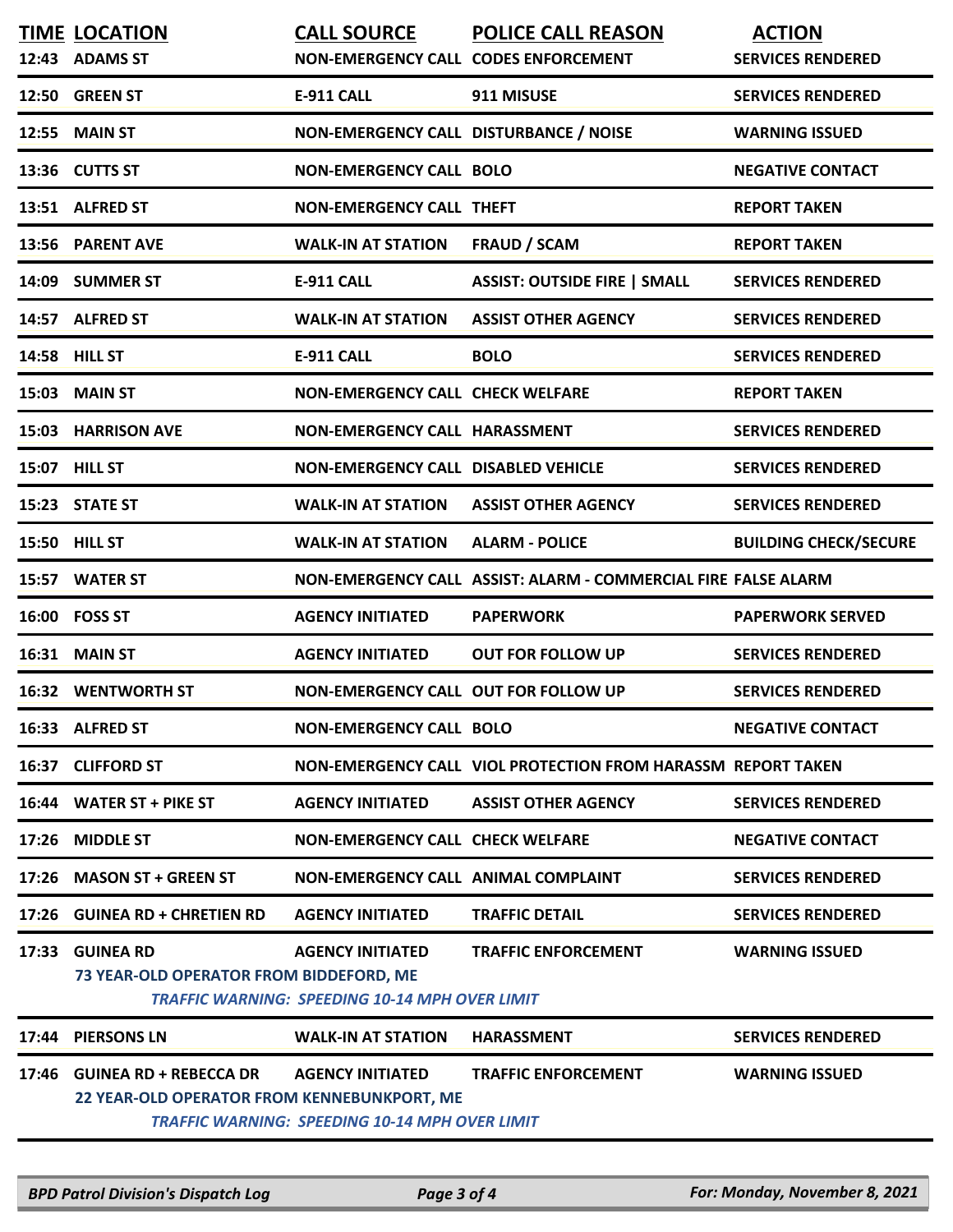| TIME | LOCATION | CALL SOURCE | POLICE CALL REASON | ACTION |
|---|---|---|---|---|
| 12:43 | ADAMS ST | NON-EMERGENCY CALL | CODES ENFORCEMENT | SERVICES RENDERED |
| 12:50 | GREEN ST | E-911 CALL | 911 MISUSE | SERVICES RENDERED |
| 12:55 | MAIN ST | NON-EMERGENCY CALL | DISTURBANCE / NOISE | WARNING ISSUED |
| 13:36 | CUTTS ST | NON-EMERGENCY CALL | BOLO | NEGATIVE CONTACT |
| 13:51 | ALFRED ST | NON-EMERGENCY CALL | THEFT | REPORT TAKEN |
| 13:56 | PARENT AVE | WALK-IN AT STATION | FRAUD / SCAM | REPORT TAKEN |
| 14:09 | SUMMER ST | E-911 CALL | ASSIST: OUTSIDE FIRE \| SMALL | SERVICES RENDERED |
| 14:57 | ALFRED ST | WALK-IN AT STATION | ASSIST OTHER AGENCY | SERVICES RENDERED |
| 14:58 | HILL ST | E-911 CALL | BOLO | SERVICES RENDERED |
| 15:03 | MAIN ST | NON-EMERGENCY CALL | CHECK WELFARE | REPORT TAKEN |
| 15:03 | HARRISON AVE | NON-EMERGENCY CALL | HARASSMENT | SERVICES RENDERED |
| 15:07 | HILL ST | NON-EMERGENCY CALL | DISABLED VEHICLE | SERVICES RENDERED |
| 15:23 | STATE ST | WALK-IN AT STATION | ASSIST OTHER AGENCY | SERVICES RENDERED |
| 15:50 | HILL ST | WALK-IN AT STATION | ALARM - POLICE | BUILDING CHECK/SECURE |
| 15:57 | WATER ST | NON-EMERGENCY CALL | ASSIST: ALARM - COMMERCIAL FIRE | FALSE ALARM |
| 16:00 | FOSS ST | AGENCY INITIATED | PAPERWORK | PAPERWORK SERVED |
| 16:31 | MAIN ST | AGENCY INITIATED | OUT FOR FOLLOW UP | SERVICES RENDERED |
| 16:32 | WENTWORTH ST | NON-EMERGENCY CALL | OUT FOR FOLLOW UP | SERVICES RENDERED |
| 16:33 | ALFRED ST | NON-EMERGENCY CALL | BOLO | NEGATIVE CONTACT |
| 16:37 | CLIFFORD ST | NON-EMERGENCY CALL | VIOL PROTECTION FROM HARASSM | REPORT TAKEN |
| 16:44 | WATER ST + PIKE ST | AGENCY INITIATED | ASSIST OTHER AGENCY | SERVICES RENDERED |
| 17:26 | MIDDLE ST | NON-EMERGENCY CALL | CHECK WELFARE | NEGATIVE CONTACT |
| 17:26 | MASON ST + GREEN ST | NON-EMERGENCY CALL | ANIMAL COMPLAINT | SERVICES RENDERED |
| 17:26 | GUINEA RD + CHRETIEN RD | AGENCY INITIATED | TRAFFIC DETAIL | SERVICES RENDERED |
| 17:33 | GUINEA RD | AGENCY INITIATED | TRAFFIC ENFORCEMENT | WARNING ISSUED |
| | 73 YEAR-OLD OPERATOR FROM BIDDEFORD, ME<br>*TRAFFIC WARNING: SPEEDING 10-14 MPH OVER LIMIT* | | | |
| 17:44 | PIERSONS LN | WALK-IN AT STATION | HARASSMENT | SERVICES RENDERED |
| 17:46 | GUINEA RD + REBECCA DR | AGENCY INITIATED | TRAFFIC ENFORCEMENT | WARNING ISSUED |
| | 22 YEAR-OLD OPERATOR FROM KENNEBUNKPORT, ME<br>*TRAFFIC WARNING: SPEEDING 10-14 MPH OVER LIMIT* | | | |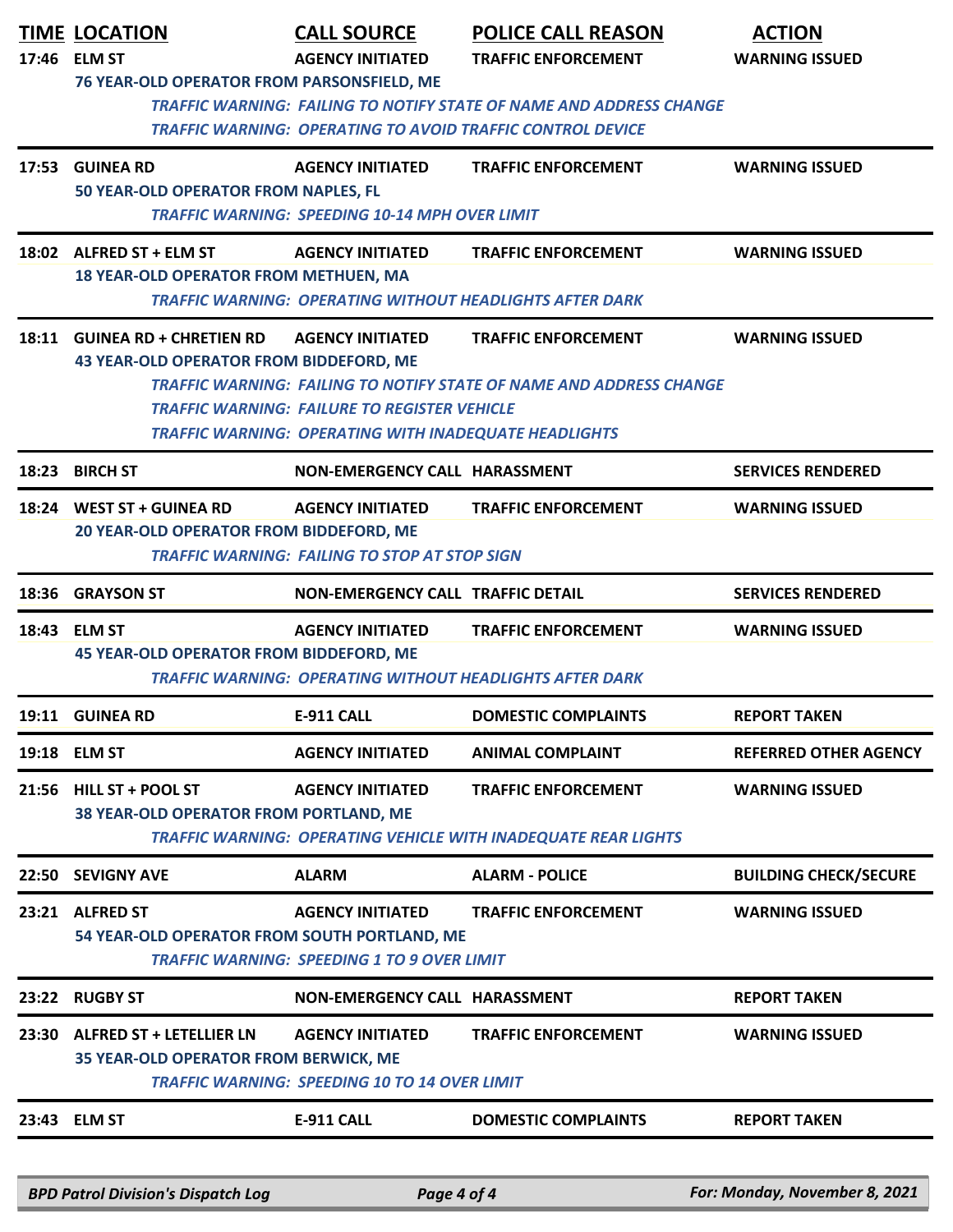| TIME | LOCATION | CALL SOURCE | POLICE CALL REASON | ACTION |
|---|---|---|---|---|
| 17:46 | ELM ST | AGENCY INITIATED | TRAFFIC ENFORCEMENT | WARNING ISSUED |
| | 76 YEAR-OLD OPERATOR FROM PARSONSFIELD, ME | | | |
| | *TRAFFIC WARNING: FAILING TO NOTIFY STATE OF NAME AND ADDRESS CHANGE* | | | |
| | *TRAFFIC WARNING: OPERATING TO AVOID TRAFFIC CONTROL DEVICE* | | | |
| 17:53 | GUINEA RD | AGENCY INITIATED | TRAFFIC ENFORCEMENT | WARNING ISSUED |
| | 50 YEAR-OLD OPERATOR FROM NAPLES, FL | | | |
| | *TRAFFIC WARNING: SPEEDING 10-14 MPH OVER LIMIT* | | | |
| 18:02 | ALFRED ST + ELM ST | AGENCY INITIATED | TRAFFIC ENFORCEMENT | WARNING ISSUED |
| | 18 YEAR-OLD OPERATOR FROM METHUEN, MA | | | |
| | *TRAFFIC WARNING: OPERATING WITHOUT HEADLIGHTS AFTER DARK* | | | |
| 18:11 | GUINEA RD + CHRETIEN RD | AGENCY INITIATED | TRAFFIC ENFORCEMENT | WARNING ISSUED |
| | 43 YEAR-OLD OPERATOR FROM BIDDEFORD, ME | | | |
| | *TRAFFIC WARNING: FAILING TO NOTIFY STATE OF NAME AND ADDRESS CHANGE* | | | |
| | *TRAFFIC WARNING: FAILURE TO REGISTER VEHICLE* | | | |
| | *TRAFFIC WARNING: OPERATING WITH INADEQUATE HEADLIGHTS* | | | |
| 18:23 | BIRCH ST | NON-EMERGENCY CALL | HARASSMENT | SERVICES RENDERED |
| 18:24 | WEST ST + GUINEA RD | AGENCY INITIATED | TRAFFIC ENFORCEMENT | WARNING ISSUED |
| | 20 YEAR-OLD OPERATOR FROM BIDDEFORD, ME | | | |
| | *TRAFFIC WARNING: FAILING TO STOP AT STOP SIGN* | | | |
| 18:36 | GRAYSON ST | NON-EMERGENCY CALL | TRAFFIC DETAIL | SERVICES RENDERED |
| 18:43 | ELM ST | AGENCY INITIATED | TRAFFIC ENFORCEMENT | WARNING ISSUED |
| | 45 YEAR-OLD OPERATOR FROM BIDDEFORD, ME | | | |
| | *TRAFFIC WARNING: OPERATING WITHOUT HEADLIGHTS AFTER DARK* | | | |
| 19:11 | GUINEA RD | E-911 CALL | DOMESTIC COMPLAINTS | REPORT TAKEN |
| 19:18 | ELM ST | AGENCY INITIATED | ANIMAL COMPLAINT | REFERRED OTHER AGENCY |
| 21:56 | HILL ST + POOL ST | AGENCY INITIATED | TRAFFIC ENFORCEMENT | WARNING ISSUED |
| | 38 YEAR-OLD OPERATOR FROM PORTLAND, ME | | | |
| | *TRAFFIC WARNING: OPERATING VEHICLE WITH INADEQUATE REAR LIGHTS* | | | |
| 22:50 | SEVIGNY AVE | ALARM | ALARM - POLICE | BUILDING CHECK/SECURE |
| 23:21 | ALFRED ST | AGENCY INITIATED | TRAFFIC ENFORCEMENT | WARNING ISSUED |
| | 54 YEAR-OLD OPERATOR FROM SOUTH PORTLAND, ME | | | |
| | *TRAFFIC WARNING: SPEEDING 1 TO 9 OVER LIMIT* | | | |
| 23:22 | RUGBY ST | NON-EMERGENCY CALL | HARASSMENT | REPORT TAKEN |
| 23:30 | ALFRED ST + LETELLIER LN | AGENCY INITIATED | TRAFFIC ENFORCEMENT | WARNING ISSUED |
| | 35 YEAR-OLD OPERATOR FROM BERWICK, ME | | | |
| | *TRAFFIC WARNING: SPEEDING 10 TO 14 OVER LIMIT* | | | |
| 23:43 | ELM ST | E-911 CALL | DOMESTIC COMPLAINTS | REPORT TAKEN |